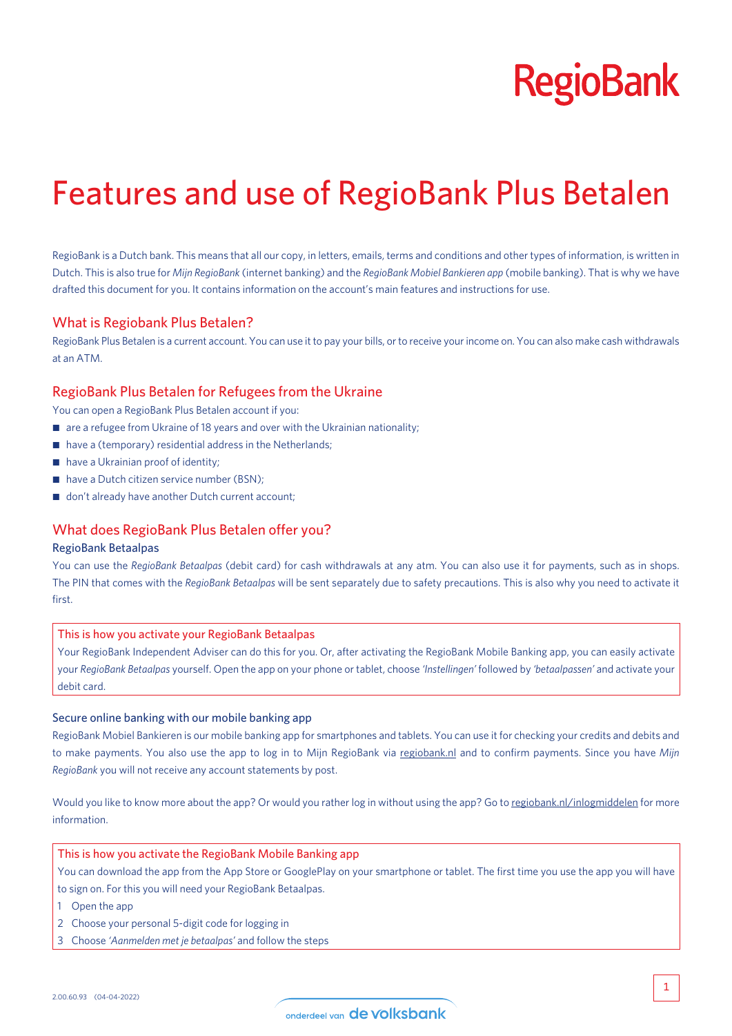# Features and use of RegioBank Plus Betalen

RegioBank is a Dutch bank. This means that all our copy, in letters, emails, terms and conditions and other types of information, is written in Dutch. This is also true for *Mijn RegioBank* (internet banking) and the *RegioBank Mobiel Bankieren app* (mobile banking). That is why we have drafted this document for you. It contains information on the account's main features and instructions for use.

## What is Regiobank Plus Betalen?

RegioBank Plus Betalen is a current account. You can use it to pay your bills, or to receive your income on. You can also make cash withdrawals at an ATM.

## RegioBank Plus Betalen for Refugees from the Ukraine

You can open a RegioBank Plus Betalen account if you:

- are a refugee from Ukraine of 18 years and over with the Ukrainian nationality;
- have a (temporary) residential address in the Netherlands;
- have a Ukrainian proof of identity;
- have a Dutch citizen service number (BSN);
- don't already have another Dutch current account;

## What does RegioBank Plus Betalen offer you?

### RegioBank Betaalpas

You can use the *RegioBank Betaalpas* (debit card) for cash withdrawals at any atm. You can also use it for payments, such as in shops. The PIN that comes with the *RegioBank Betaalpas* will be sent separately due to safety precautions. This is also why you need to activate it first.

> **This is how you activate your RegioBank Betaalpas**
>
> Your RegioBank Independent Adviser can do this for you. Or, after activating the RegioBank Mobile Banking app, you can easily activate your *RegioBank Betaalpas* yourself. Open the app on your phone or tablet, choose *'Instellingen'* followed by *'betaalpassen'* and activate your debit card.

### Secure online banking with our mobile banking app

RegioBank Mobiel Bankieren is our mobile banking app for smartphones and tablets. You can use it for checking your credits and debits and to make payments. You also use the app to log in to Mijn RegioBank via regiobank.nl and to confirm payments. Since you have *Mijn RegioBank* you will not receive any account statements by post.

Would you like to know more about the app? Or would you rather log in without using the app? Go to regiobank.nl/inlogmiddelen for more information.

> **This is how you activate the RegioBank Mobile Banking app**
>
> You can download the app from the App Store or GooglePlay on your smartphone or tablet. The first time you use the app you will have to sign on. For this you will need your RegioBank Betaalpas.
>
> 1. Open the app
> 2. Choose your personal 5-digit code for logging in
> 3. Choose *'Aanmelden met je betaalpas'* and follow the steps

2.00.60.93 (04-04-2022)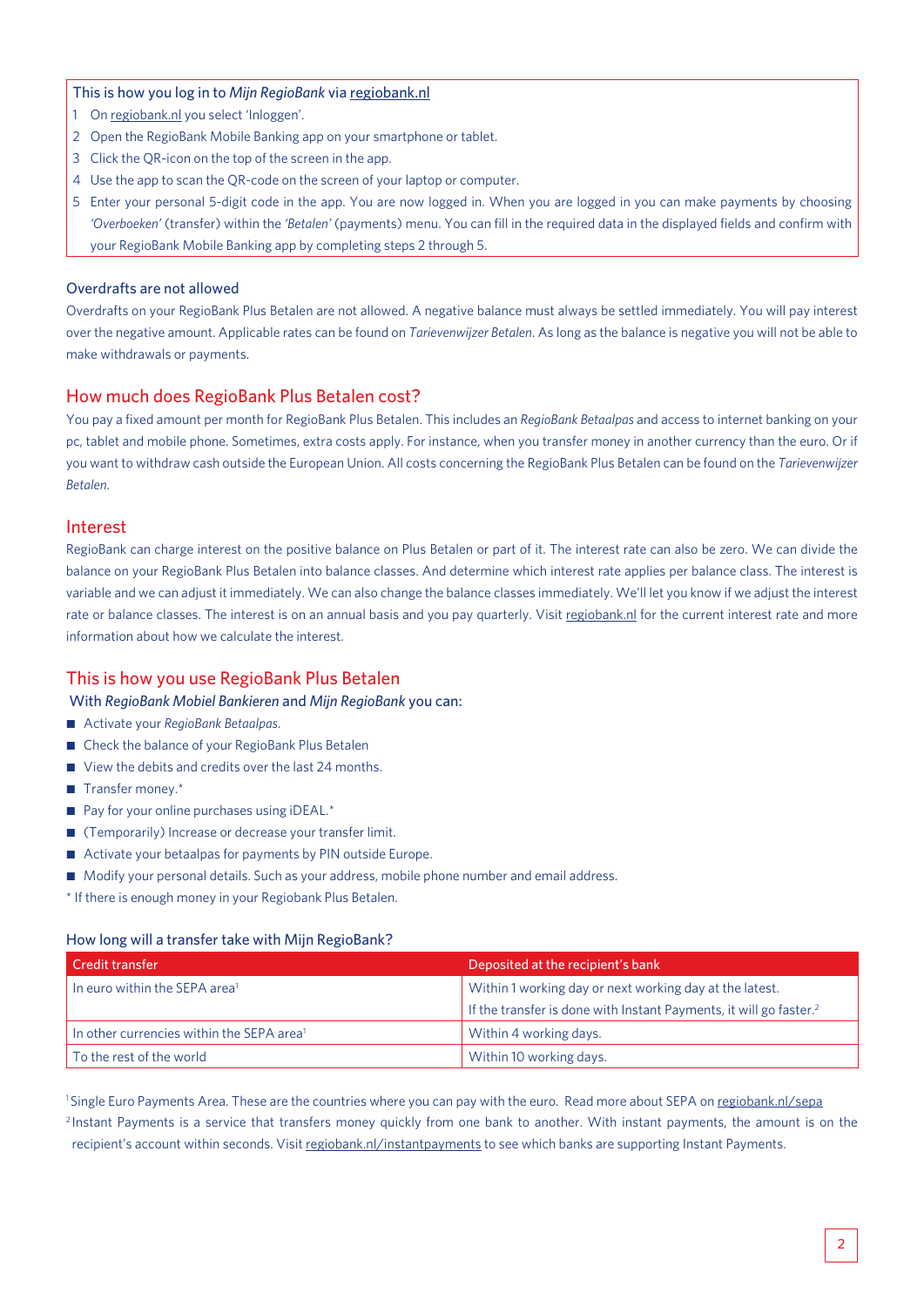This is how you log in to *Mijn RegioBank* via regiobank.nl

1. On regiobank.nl you select 'Inloggen'.
2. Open the RegioBank Mobile Banking app on your smartphone or tablet.
3. Click the QR-icon on the top of the screen in the app.
4. Use the app to scan the QR-code on the screen of your laptop or computer.
5. Enter your personal 5-digit code in the app. You are now logged in. When you are logged in you can make payments by choosing *'Overboeken'* (transfer) within the *'Betalen'* (payments) menu. You can fill in the required data in the displayed fields and confirm with your RegioBank Mobile Banking app by completing steps 2 through 5.

### Overdrafts are not allowed

Overdrafts on your RegioBank Plus Betalen are not allowed. A negative balance must always be settled immediately. You will pay interest over the negative amount. Applicable rates can be found on *Tarievenwijzer Betalen*. As long as the balance is negative you will not be able to make withdrawals or payments.

## How much does RegioBank Plus Betalen cost?

You pay a fixed amount per month for RegioBank Plus Betalen. This includes an *RegioBank Betaalpas* and access to internet banking on your pc, tablet and mobile phone. Sometimes, extra costs apply. For instance, when you transfer money in another currency than the euro. Or if you want to withdraw cash outside the European Union. All costs concerning the RegioBank Plus Betalen can be found on the *Tarievenwijzer Betalen*.

## Interest

RegioBank can charge interest on the positive balance on Plus Betalen or part of it. The interest rate can also be zero. We can divide the balance on your RegioBank Plus Betalen into balance classes. And determine which interest rate applies per balance class. The interest is variable and we can adjust it immediately. We can also change the balance classes immediately. We'll let you know if we adjust the interest rate or balance classes. The interest is on an annual basis and you pay quarterly. Visit regiobank.nl for the current interest rate and more information about how we calculate the interest.

## This is how you use RegioBank Plus Betalen

With *RegioBank Mobiel Bankieren* and *Mijn RegioBank* you can:

- Activate your *RegioBank Betaalpas*.
- Check the balance of your RegioBank Plus Betalen
- View the debits and credits over the last 24 months.
- Transfer money.*
- Pay for your online purchases using iDEAL.*
- (Temporarily) Increase or decrease your transfer limit.
- Activate your betaalpas for payments by PIN outside Europe.
- Modify your personal details. Such as your address, mobile phone number and email address.

* If there is enough money in your Regiobank Plus Betalen.

### How long will a transfer take with Mijn RegioBank?

| Credit transfer | Deposited at the recipient's bank |
|---|---|
| In euro within the SEPA area[1] | Within 1 working day or next working day at the latest. If the transfer is done with Instant Payments, it will go faster.[2] |
| In other currencies within the SEPA area[1] | Within 4 working days. |
| To the rest of the world | Within 10 working days. |

[1] Single Euro Payments Area. These are the countries where you can pay with the euro. Read more about SEPA on regiobank.nl/sepa

[2] Instant Payments is a service that transfers money quickly from one bank to another. With instant payments, the amount is on the recipient's account within seconds. Visit regiobank.nl/instantpayments to see which banks are supporting Instant Payments.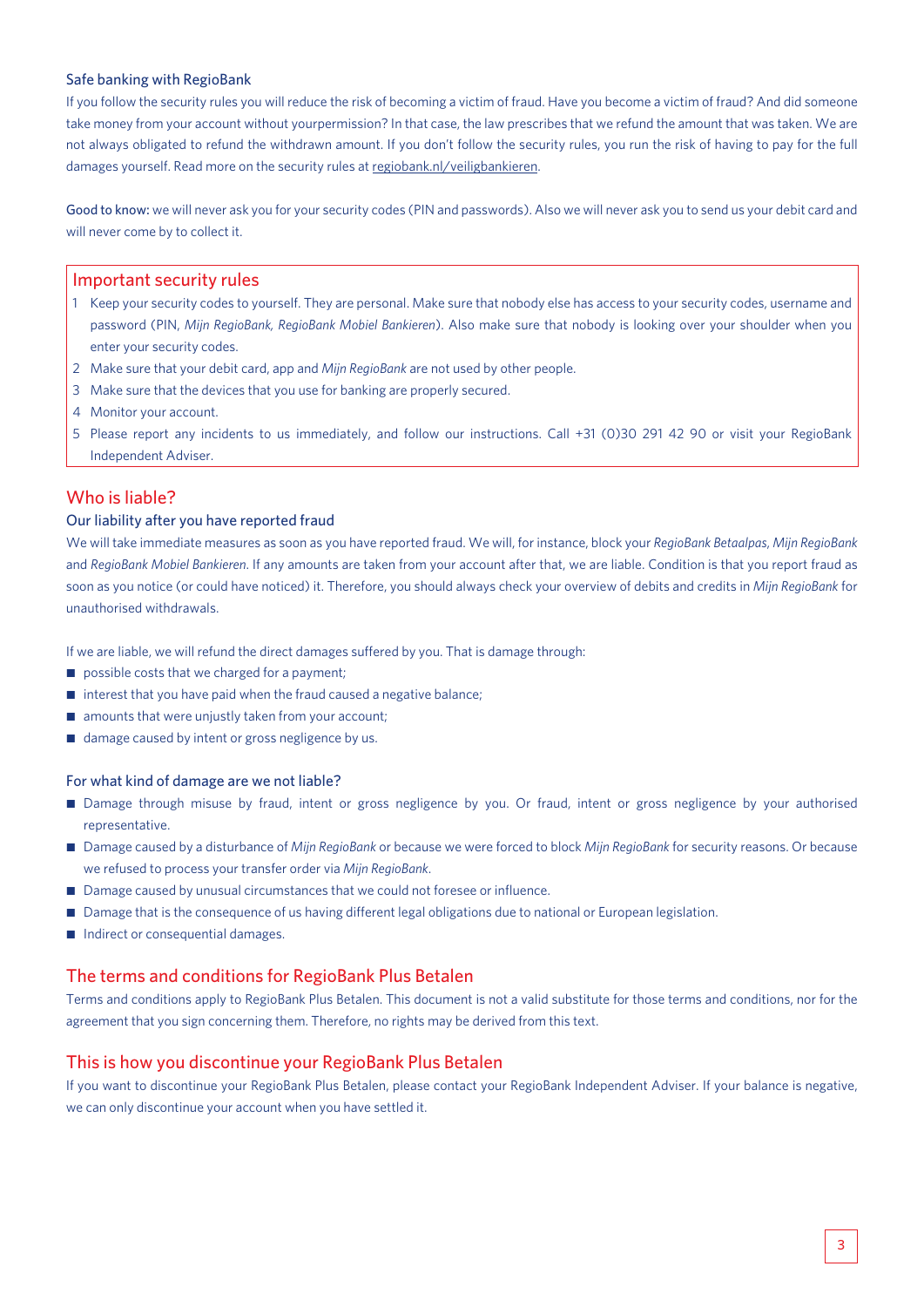### Safe banking with RegioBank

If you follow the security rules you will reduce the risk of becoming a victim of fraud. Have you become a victim of fraud? And did someone take money from your account without yourpermission? In that case, the law prescribes that we refund the amount that was taken. We are not always obligated to refund the withdrawn amount. If you don't follow the security rules, you run the risk of having to pay for the full damages yourself. Read more on the security rules at regiobank.nl/veiligbankieren.

Good to know: we will never ask you for your security codes (PIN and passwords). Also we will never ask you to send us your debit card and will never come by to collect it.

## Important security rules

1. Keep your security codes to yourself. They are personal. Make sure that nobody else has access to your security codes, username and password (PIN, *Mijn RegioBank, RegioBank Mobiel Bankieren*). Also make sure that nobody is looking over your shoulder when you enter your security codes.
2. Make sure that your debit card, app and *Mijn RegioBank* are not used by other people.
3. Make sure that the devices that you use for banking are properly secured.
4. Monitor your account.
5. Please report any incidents to us immediately, and follow our instructions. Call +31 (0)30 291 42 90 or visit your RegioBank Independent Adviser.

## Who is liable?

### Our liability after you have reported fraud

We will take immediate measures as soon as you have reported fraud. We will, for instance, block your *RegioBank Betaalpas*, *Mijn RegioBank* and *RegioBank Mobiel Bankieren*. If any amounts are taken from your account after that, we are liable. Condition is that you report fraud as soon as you notice (or could have noticed) it. Therefore, you should always check your overview of debits and credits in *Mijn RegioBank* for unauthorised withdrawals.

If we are liable, we will refund the direct damages suffered by you. That is damage through:

- possible costs that we charged for a payment;
- interest that you have paid when the fraud caused a negative balance;
- amounts that were unjustly taken from your account;
- damage caused by intent or gross negligence by us.

### For what kind of damage are we not liable?

- Damage through misuse by fraud, intent or gross negligence by you. Or fraud, intent or gross negligence by your authorised representative.
- Damage caused by a disturbance of *Mijn RegioBank* or because we were forced to block *Mijn RegioBank* for security reasons. Or because we refused to process your transfer order via *Mijn RegioBank*.
- Damage caused by unusual circumstances that we could not foresee or influence.
- Damage that is the consequence of us having different legal obligations due to national or European legislation.
- Indirect or consequential damages.

## The terms and conditions for RegioBank Plus Betalen

Terms and conditions apply to RegioBank Plus Betalen. This document is not a valid substitute for those terms and conditions, nor for the agreement that you sign concerning them. Therefore, no rights may be derived from this text.

## This is how you discontinue your RegioBank Plus Betalen

If you want to discontinue your RegioBank Plus Betalen, please contact your RegioBank Independent Adviser. If your balance is negative, we can only discontinue your account when you have settled it.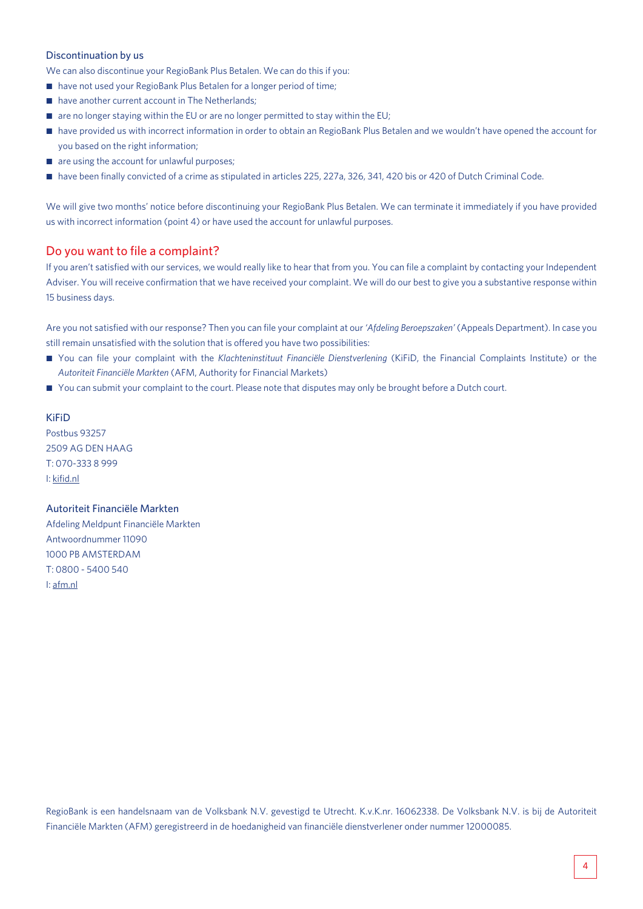### Discontinuation by us

We can also discontinue your RegioBank Plus Betalen. We can do this if you:

- have not used your RegioBank Plus Betalen for a longer period of time;
- have another current account in The Netherlands;
- are no longer staying within the EU or are no longer permitted to stay within the EU;
- have provided us with incorrect information in order to obtain an RegioBank Plus Betalen and we wouldn't have opened the account for you based on the right information;
- are using the account for unlawful purposes;
- have been finally convicted of a crime as stipulated in articles 225, 227a, 326, 341, 420 bis or 420 of Dutch Criminal Code.

We will give two months' notice before discontinuing your RegioBank Plus Betalen. We can terminate it immediately if you have provided us with incorrect information (point 4) or have used the account for unlawful purposes.

## Do you want to file a complaint?

If you aren't satisfied with our services, we would really like to hear that from you. You can file a complaint by contacting your Independent Adviser. You will receive confirmation that we have received your complaint. We will do our best to give you a substantive response within 15 business days.

Are you not satisfied with our response? Then you can file your complaint at our *'Afdeling Beroepszaken'* (Appeals Department). In case you still remain unsatisfied with the solution that is offered you have two possibilities:

- You can file your complaint with the *Klachteninstituut Financiële Dienstverlening* (KiFiD, the Financial Complaints Institute) or the *Autoriteit Financiële Markten* (AFM, Authority for Financial Markets)
- You can submit your complaint to the court. Please note that disputes may only be brought before a Dutch court.

### KiFiD

Postbus 93257
2509 AG DEN HAAG
T: 070-333 8 999
I: kifid.nl

### Autoriteit Financiële Markten

Afdeling Meldpunt Financiële Markten
Antwoordnummer 11090
1000 PB AMSTERDAM
T: 0800 - 5400 540
I: afm.nl

RegioBank is een handelsnaam van de Volksbank N.V. gevestigd te Utrecht. K.v.K.nr. 16062338. De Volksbank N.V. is bij de Autoriteit Financiële Markten (AFM) geregistreerd in de hoedanigheid van financiële dienstverlener onder nummer 12000085.